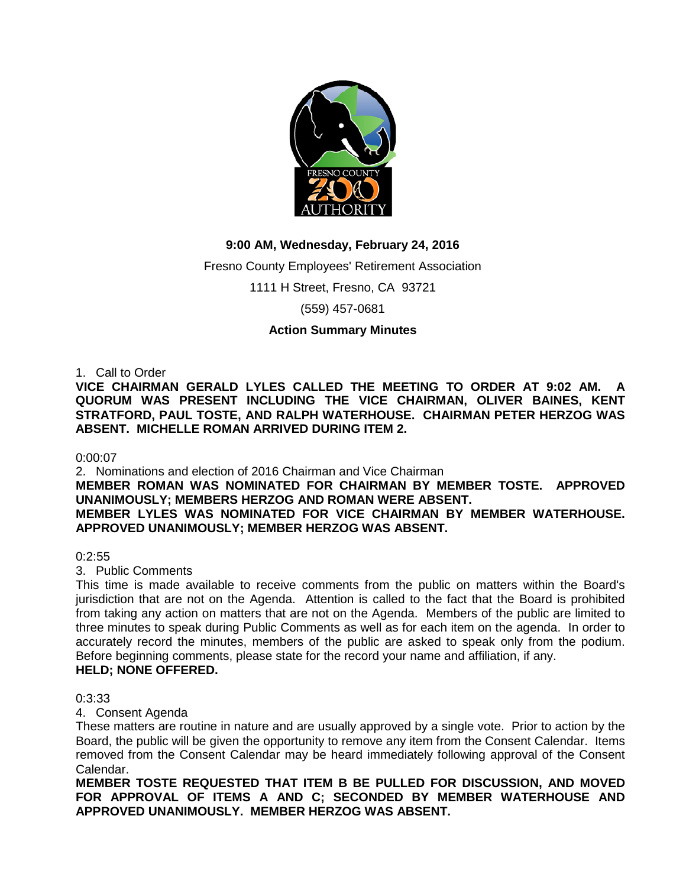**9:00 AM, Wednesday, February 24, 2016**

Fresno County Employees' Retirement Association

1111 H Street, Fresno, CA 93721

(559) 457-0681

**Action Summary Minutes**

1. Call to Order

**VICE CHAIRMAN GERALD LYLES CALLED THE MEETING TO ORDER AT 9:02 AM. A QUORUM WAS PRESENT INCLUDING THE VICE CHAIRMAN, OLIVER BAINES, KENT STRATFORD, PAUL TOSTE, AND RALPH WATERHOUSE. CHAIRMAN PETER HERZOG WAS ABSENT. MICHELLE ROMAN ARRIVED DURING ITEM 2.**

0:00:07

2. Nominations and election of 2016 Chairman and Vice Chairman

**MEMBER ROMAN WAS NOMINATED FOR CHAIRMAN BY MEMBER TOSTE. APPROVED UNANIMOUSLY; MEMBERS HERZOG AND ROMAN WERE ABSENT.**

**MEMBER LYLES WAS NOMINATED FOR VICE CHAIRMAN BY MEMBER WATERHOUSE. APPROVED UNANIMOUSLY; MEMBER HERZOG WAS ABSENT.**

0:2:55

3. Public Comments

This time is made available to receive comments from the public on matters within the Board's jurisdiction that are not on the Agenda. Attention is called to the fact that the Board is prohibited from taking any action on matters that are not on the Agenda. Members of the public are limited to three minutes to speak during Public Comments as well as for each item on the agenda. In order to accurately record the minutes, members of the public are asked to speak only from the podium. Before beginning comments, please state for the record your name and affiliation, if any.

**HELD; NONE OFFERED.**

0:3:33

4. Consent Agenda

These matters are routine in nature and are usually approved by a single vote. Prior to action by the Board, the public will be given the opportunity to remove any item from the Consent Calendar. Items removed from the Consent Calendar may be heard immediately following approval of the Consent Calendar.

**MEMBER TOSTE REQUESTED THAT ITEM B BE PULLED FOR DISCUSSION, AND MOVED FOR APPROVAL OF ITEMS A AND C; SECONDED BY MEMBER WATERHOUSE AND APPROVED UNANIMOUSLY. MEMBER HERZOG WAS ABSENT.**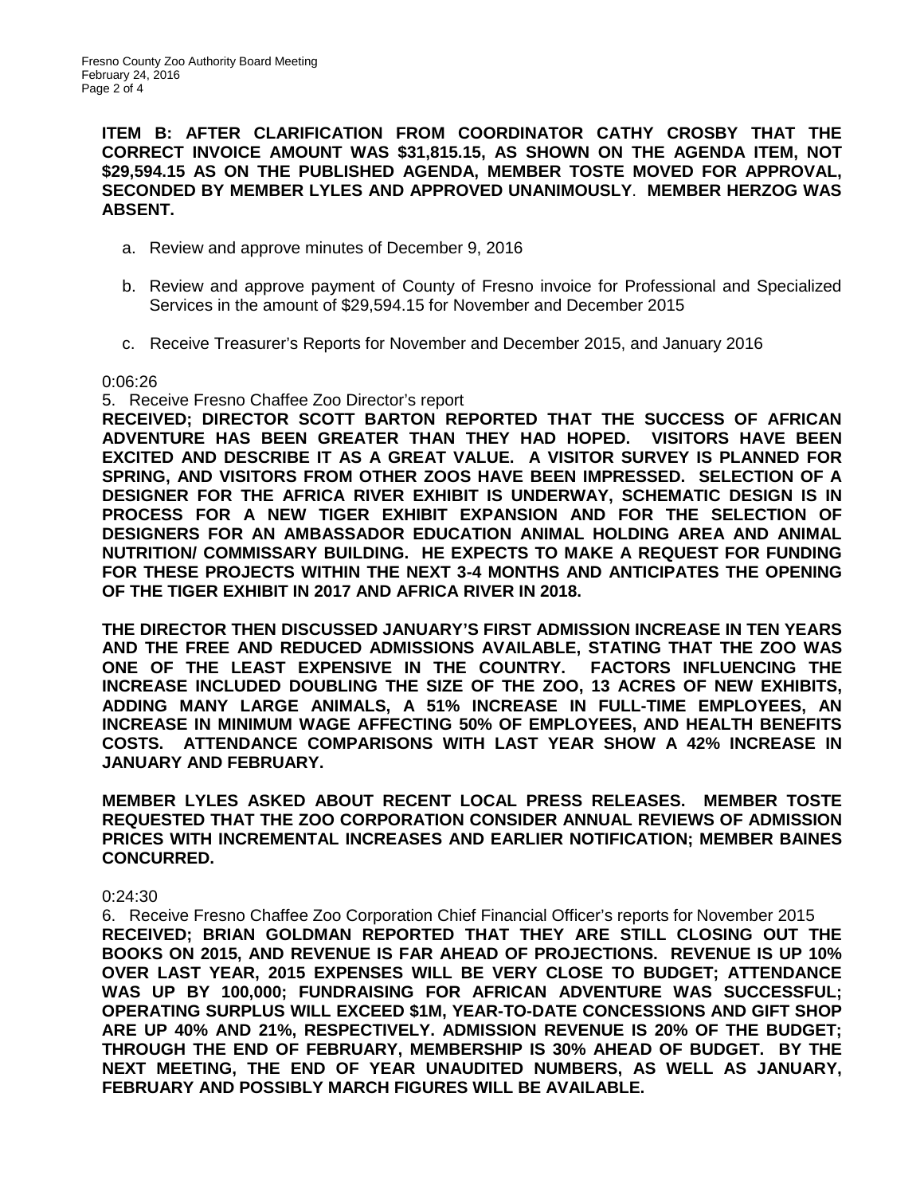**ITEM B: AFTER CLARIFICATION FROM COORDINATOR CATHY CROSBY THAT THE CORRECT INVOICE AMOUNT WAS $31,815.15, AS SHOWN ON THE AGENDA ITEM, NOT $29,594.15 AS ON THE PUBLISHED AGENDA, MEMBER TOSTE MOVED FOR APPROVAL, SECONDED BY MEMBER LYLES AND APPROVED UNANIMOUSLY. MEMBER HERZOG WAS ABSENT.**

a. Review and approve minutes of December 9, 2016

b. Review and approve payment of County of Fresno invoice for Professional and Specialized Services in the amount of $29,594.15 for November and December 2015

c. Receive Treasurer's Reports for November and December 2015, and January 2016

0:06:26

5. Receive Fresno Chaffee Zoo Director's report

**RECEIVED; DIRECTOR SCOTT BARTON REPORTED THAT THE SUCCESS OF AFRICAN ADVENTURE HAS BEEN GREATER THAN THEY HAD HOPED. VISITORS HAVE BEEN EXCITED AND DESCRIBE IT AS A GREAT VALUE. A VISITOR SURVEY IS PLANNED FOR SPRING, AND VISITORS FROM OTHER ZOOS HAVE BEEN IMPRESSED. SELECTION OF A DESIGNER FOR THE AFRICA RIVER EXHIBIT IS UNDERWAY, SCHEMATIC DESIGN IS IN PROCESS FOR A NEW TIGER EXHIBIT EXPANSION AND FOR THE SELECTION OF DESIGNERS FOR AN AMBASSADOR EDUCATION ANIMAL HOLDING AREA AND ANIMAL NUTRITION/ COMMISSARY BUILDING. HE EXPECTS TO MAKE A REQUEST FOR FUNDING FOR THESE PROJECTS WITHIN THE NEXT 3-4 MONTHS AND ANTICIPATES THE OPENING OF THE TIGER EXHIBIT IN 2017 AND AFRICA RIVER IN 2018.**

**THE DIRECTOR THEN DISCUSSED JANUARY'S FIRST ADMISSION INCREASE IN TEN YEARS AND THE FREE AND REDUCED ADMISSIONS AVAILABLE, STATING THAT THE ZOO WAS ONE OF THE LEAST EXPENSIVE IN THE COUNTRY. FACTORS INFLUENCING THE INCREASE INCLUDED DOUBLING THE SIZE OF THE ZOO, 13 ACRES OF NEW EXHIBITS, ADDING MANY LARGE ANIMALS, A 51% INCREASE IN FULL-TIME EMPLOYEES, AN INCREASE IN MINIMUM WAGE AFFECTING 50% OF EMPLOYEES, AND HEALTH BENEFITS COSTS. ATTENDANCE COMPARISONS WITH LAST YEAR SHOW A 42% INCREASE IN JANUARY AND FEBRUARY.**

**MEMBER LYLES ASKED ABOUT RECENT LOCAL PRESS RELEASES. MEMBER TOSTE REQUESTED THAT THE ZOO CORPORATION CONSIDER ANNUAL REVIEWS OF ADMISSION PRICES WITH INCREMENTAL INCREASES AND EARLIER NOTIFICATION; MEMBER BAINES CONCURRED.**

0:24:30

6. Receive Fresno Chaffee Zoo Corporation Chief Financial Officer's reports for November 2015

**RECEIVED; BRIAN GOLDMAN REPORTED THAT THEY ARE STILL CLOSING OUT THE BOOKS ON 2015, AND REVENUE IS FAR AHEAD OF PROJECTIONS. REVENUE IS UP 10% OVER LAST YEAR, 2015 EXPENSES WILL BE VERY CLOSE TO BUDGET; ATTENDANCE WAS UP BY 100,000; FUNDRAISING FOR AFRICAN ADVENTURE WAS SUCCESSFUL; OPERATING SURPLUS WILL EXCEED $1M, YEAR-TO-DATE CONCESSIONS AND GIFT SHOP ARE UP 40% AND 21%, RESPECTIVELY. ADMISSION REVENUE IS 20% OF THE BUDGET; THROUGH THE END OF FEBRUARY, MEMBERSHIP IS 30% AHEAD OF BUDGET. BY THE NEXT MEETING, THE END OF YEAR UNAUDITED NUMBERS, AS WELL AS JANUARY, FEBRUARY AND POSSIBLY MARCH FIGURES WILL BE AVAILABLE.**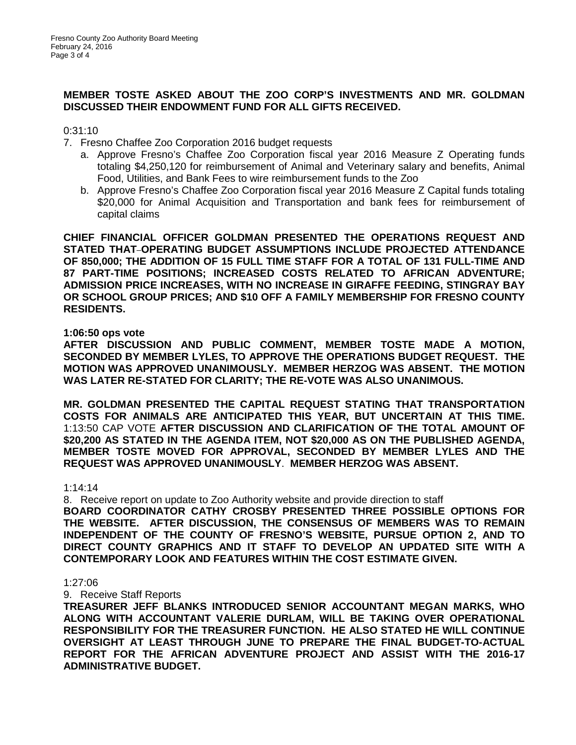**MEMBER TOSTE ASKED ABOUT THE ZOO CORP'S INVESTMENTS AND MR. GOLDMAN DISCUSSED THEIR ENDOWMENT FUND FOR ALL GIFTS RECEIVED.**

0:31:10

7. Fresno Chaffee Zoo Corporation 2016 budget requests
   a. Approve Fresno's Chaffee Zoo Corporation fiscal year 2016 Measure Z Operating funds totaling $4,250,120 for reimbursement of Animal and Veterinary salary and benefits, Animal Food, Utilities, and Bank Fees to wire reimbursement funds to the Zoo
   b. Approve Fresno's Chaffee Zoo Corporation fiscal year 2016 Measure Z Capital funds totaling $20,000 for Animal Acquisition and Transportation and bank fees for reimbursement of capital claims

**CHIEF FINANCIAL OFFICER GOLDMAN PRESENTED THE OPERATIONS REQUEST AND STATED THAT OPERATING BUDGET ASSUMPTIONS INCLUDE PROJECTED ATTENDANCE OF 850,000; THE ADDITION OF 15 FULL TIME STAFF FOR A TOTAL OF 131 FULL-TIME AND 87 PART-TIME POSITIONS; INCREASED COSTS RELATED TO AFRICAN ADVENTURE; ADMISSION PRICE INCREASES, WITH NO INCREASE IN GIRAFFE FEEDING, STINGRAY BAY OR SCHOOL GROUP PRICES; AND $10 OFF A FAMILY MEMBERSHIP FOR FRESNO COUNTY RESIDENTS.**

**1:06:50 ops vote**

**AFTER DISCUSSION AND PUBLIC COMMENT, MEMBER TOSTE MADE A MOTION, SECONDED BY MEMBER LYLES, TO APPROVE THE OPERATIONS BUDGET REQUEST. THE MOTION WAS APPROVED UNANIMOUSLY. MEMBER HERZOG WAS ABSENT. THE MOTION WAS LATER RE-STATED FOR CLARITY; THE RE-VOTE WAS ALSO UNANIMOUS.**

**MR. GOLDMAN PRESENTED THE CAPITAL REQUEST STATING THAT TRANSPORTATION COSTS FOR ANIMALS ARE ANTICIPATED THIS YEAR, BUT UNCERTAIN AT THIS TIME.** 1:13:50 CAP VOTE **AFTER DISCUSSION AND CLARIFICATION OF THE TOTAL AMOUNT OF $20,200 AS STATED IN THE AGENDA ITEM, NOT $20,000 AS ON THE PUBLISHED AGENDA, MEMBER TOSTE MOVED FOR APPROVAL, SECONDED BY MEMBER LYLES AND THE REQUEST WAS APPROVED UNANIMOUSLY**. **MEMBER HERZOG WAS ABSENT.**

1:14:14

8. Receive report on update to Zoo Authority website and provide direction to staff

**BOARD COORDINATOR CATHY CROSBY PRESENTED THREE POSSIBLE OPTIONS FOR THE WEBSITE. AFTER DISCUSSION, THE CONSENSUS OF MEMBERS WAS TO REMAIN INDEPENDENT OF THE COUNTY OF FRESNO'S WEBSITE, PURSUE OPTION 2, AND TO DIRECT COUNTY GRAPHICS AND IT STAFF TO DEVELOP AN UPDATED SITE WITH A CONTEMPORARY LOOK AND FEATURES WITHIN THE COST ESTIMATE GIVEN.**

1:27:06

9. Receive Staff Reports

**TREASURER JEFF BLANKS INTRODUCED SENIOR ACCOUNTANT MEGAN MARKS, WHO ALONG WITH ACCOUNTANT VALERIE DURLAM, WILL BE TAKING OVER OPERATIONAL RESPONSIBILITY FOR THE TREASURER FUNCTION. HE ALSO STATED HE WILL CONTINUE OVERSIGHT AT LEAST THROUGH JUNE TO PREPARE THE FINAL BUDGET-TO-ACTUAL REPORT FOR THE AFRICAN ADVENTURE PROJECT AND ASSIST WITH THE 2016-17 ADMINISTRATIVE BUDGET.**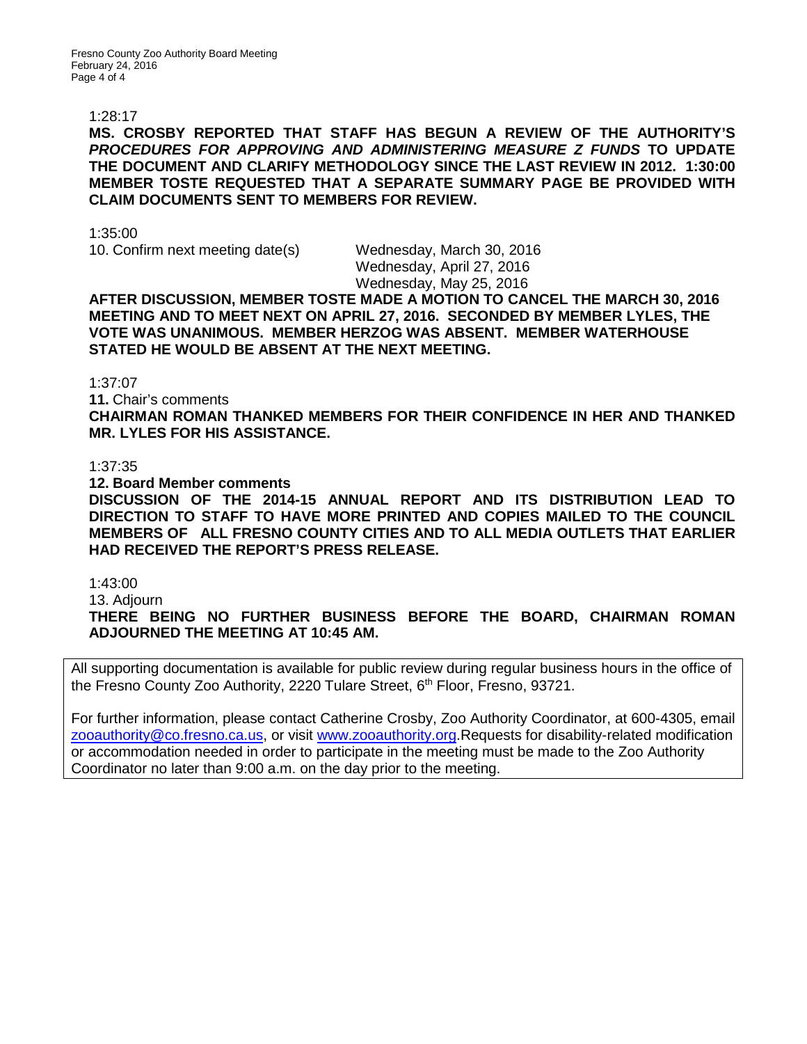1:28:17

**MS. CROSBY REPORTED THAT STAFF HAS BEGUN A REVIEW OF THE AUTHORITY'S *PROCEDURES FOR APPROVING AND ADMINISTERING MEASURE Z FUNDS* TO UPDATE THE DOCUMENT AND CLARIFY METHODOLOGY SINCE THE LAST REVIEW IN 2012. 1:30:00 MEMBER TOSTE REQUESTED THAT A SEPARATE SUMMARY PAGE BE PROVIDED WITH CLAIM DOCUMENTS SENT TO MEMBERS FOR REVIEW.**

1:35:00

10. Confirm next meeting date(s) Wednesday, March 30, 2016
Wednesday, April 27, 2016
Wednesday, May 25, 2016

**AFTER DISCUSSION, MEMBER TOSTE MADE A MOTION TO CANCEL THE MARCH 30, 2016 MEETING AND TO MEET NEXT ON APRIL 27, 2016. SECONDED BY MEMBER LYLES, THE VOTE WAS UNANIMOUS. MEMBER HERZOG WAS ABSENT. MEMBER WATERHOUSE STATED HE WOULD BE ABSENT AT THE NEXT MEETING.**

1:37:07

**11.** Chair's comments

**CHAIRMAN ROMAN THANKED MEMBERS FOR THEIR CONFIDENCE IN HER AND THANKED MR. LYLES FOR HIS ASSISTANCE.**

1:37:35

**12. Board Member comments**

**DISCUSSION OF THE 2014-15 ANNUAL REPORT AND ITS DISTRIBUTION LEAD TO DIRECTION TO STAFF TO HAVE MORE PRINTED AND COPIES MAILED TO THE COUNCIL MEMBERS OF ALL FRESNO COUNTY CITIES AND TO ALL MEDIA OUTLETS THAT EARLIER HAD RECEIVED THE REPORT'S PRESS RELEASE.**

1:43:00

13. Adjourn

**THERE BEING NO FURTHER BUSINESS BEFORE THE BOARD, CHAIRMAN ROMAN ADJOURNED THE MEETING AT 10:45 AM.**

All supporting documentation is available for public review during regular business hours in the office of the Fresno County Zoo Authority, 2220 Tulare Street, 6th Floor, Fresno, 93721.

For further information, please contact Catherine Crosby, Zoo Authority Coordinator, at 600-4305, email zooauthority@co.fresno.ca.us, or visit www.zooauthority.org.Requests for disability-related modification or accommodation needed in order to participate in the meeting must be made to the Zoo Authority Coordinator no later than 9:00 a.m. on the day prior to the meeting.